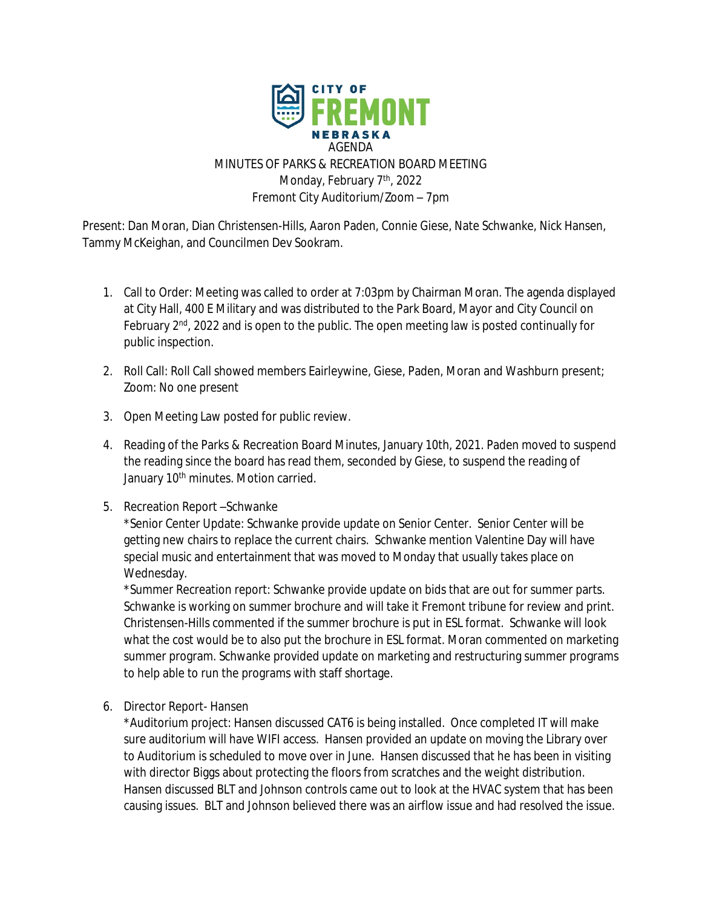CITY OF FREMONT NEBRASKA

AGENDA

MINUTES OF PARKS & RECREATION BOARD MEETING

Monday, February 7th, 2022

Fremont City Auditorium/Zoom – 7pm

Present: Dan Moran, Dian Christensen-Hills, Aaron Paden, Connie Giese, Nate Schwanke, Nick Hansen, Tammy McKeighan, and Councilmen Dev Sookram.

1. Call to Order: Meeting was called to order at 7:03pm by Chairman Moran. The agenda displayed at City Hall, 400 E Military and was distributed to the Park Board, Mayor and City Council on February 2nd, 2022 and is open to the public. The open meeting law is posted continually for public inspection.

2. Roll Call: Roll Call showed members Eairleywine, Giese, Paden, Moran and Washburn present; Zoom: No one present

3. Open Meeting Law posted for public review.

4. Reading of the Parks & Recreation Board Minutes, January 10th, 2021. Paden moved to suspend the reading since the board has read them, seconded by Giese, to suspend the reading of January 10th minutes. Motion carried.

5. Recreation Report –Schwanke

   *Senior Center Update: Schwanke provide update on Senior Center. Senior Center will be getting new chairs to replace the current chairs. Schwanke mention Valentine Day will have special music and entertainment that was moved to Monday that usually takes place on Wednesday.

   *Summer Recreation report: Schwanke provide update on bids that are out for summer parts. Schwanke is working on summer brochure and will take it Fremont tribune for review and print. Christensen-Hills commented if the summer brochure is put in ESL format. Schwanke will look what the cost would be to also put the brochure in ESL format. Moran commented on marketing summer program. Schwanke provided update on marketing and restructuring summer programs to help able to run the programs with staff shortage.

6. Director Report- Hansen

   *Auditorium project: Hansen discussed CAT6 is being installed. Once completed IT will make sure auditorium will have WIFI access. Hansen provided an update on moving the Library over to Auditorium is scheduled to move over in June. Hansen discussed that he has been in visiting with director Biggs about protecting the floors from scratches and the weight distribution. Hansen discussed BLT and Johnson controls came out to look at the HVAC system that has been causing issues. BLT and Johnson believed there was an airflow issue and had resolved the issue.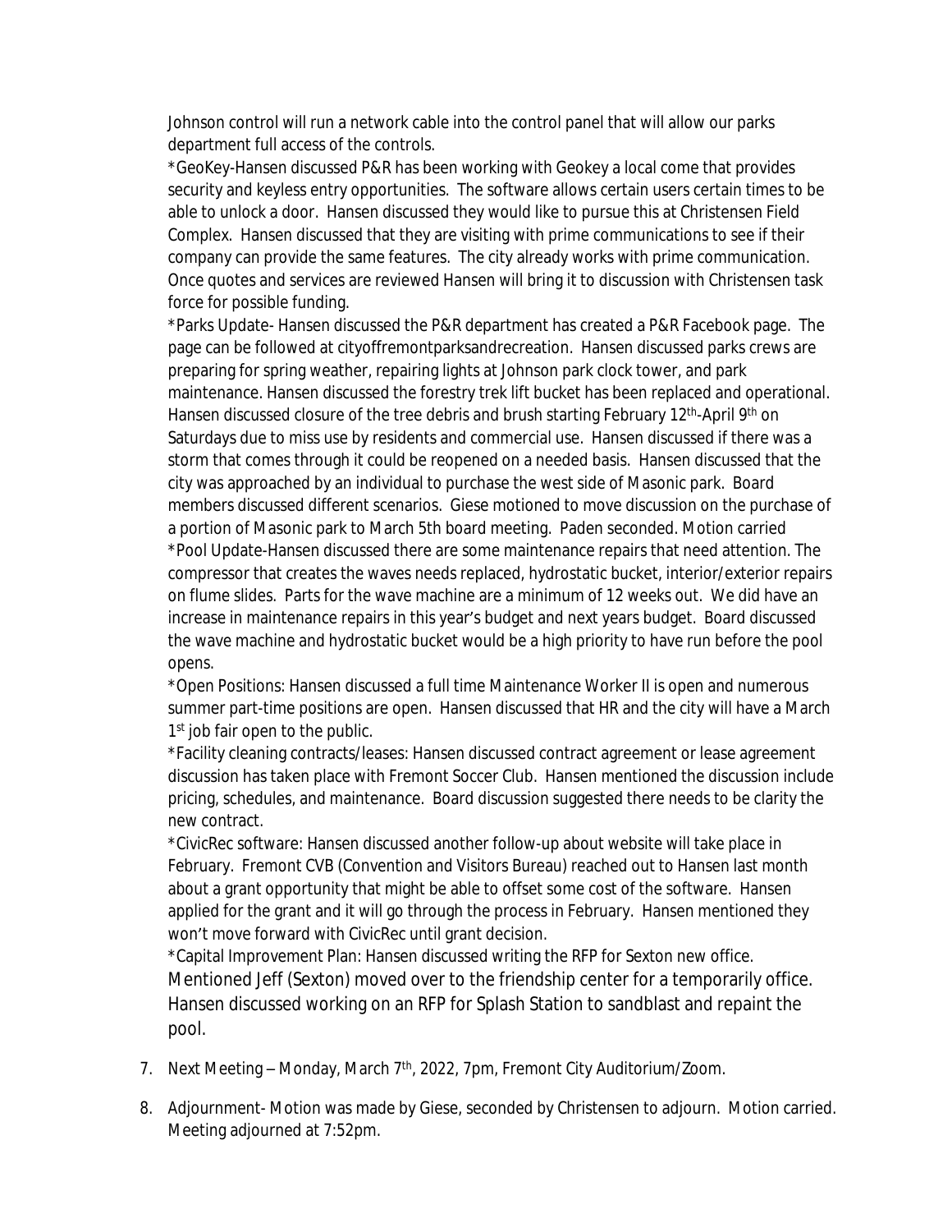Johnson control will run a network cable into the control panel that will allow our parks department full access of the controls.

*GeoKey-Hansen discussed P&R has been working with Geokey a local come that provides security and keyless entry opportunities. The software allows certain users certain times to be able to unlock a door. Hansen discussed they would like to pursue this at Christensen Field Complex. Hansen discussed that they are visiting with prime communications to see if their company can provide the same features. The city already works with prime communication. Once quotes and services are reviewed Hansen will bring it to discussion with Christensen task force for possible funding.

*Parks Update- Hansen discussed the P&R department has created a P&R Facebook page. The page can be followed at cityoffremontparksandrecreation. Hansen discussed parks crews are preparing for spring weather, repairing lights at Johnson park clock tower, and park maintenance. Hansen discussed the forestry trek lift bucket has been replaced and operational. Hansen discussed closure of the tree debris and brush starting February 12th-April 9th on Saturdays due to miss use by residents and commercial use. Hansen discussed if there was a storm that comes through it could be reopened on a needed basis. Hansen discussed that the city was approached by an individual to purchase the west side of Masonic park. Board members discussed different scenarios. Giese motioned to move discussion on the purchase of a portion of Masonic park to March 5th board meeting. Paden seconded. Motion carried

*Pool Update-Hansen discussed there are some maintenance repairs that need attention. The compressor that creates the waves needs replaced, hydrostatic bucket, interior/exterior repairs on flume slides. Parts for the wave machine are a minimum of 12 weeks out. We did have an increase in maintenance repairs in this year's budget and next years budget. Board discussed the wave machine and hydrostatic bucket would be a high priority to have run before the pool opens.

*Open Positions: Hansen discussed a full time Maintenance Worker II is open and numerous summer part-time positions are open. Hansen discussed that HR and the city will have a March 1st job fair open to the public.

*Facility cleaning contracts/leases: Hansen discussed contract agreement or lease agreement discussion has taken place with Fremont Soccer Club. Hansen mentioned the discussion include pricing, schedules, and maintenance. Board discussion suggested there needs to be clarity the new contract.

*CivicRec software: Hansen discussed another follow-up about website will take place in February. Fremont CVB (Convention and Visitors Bureau) reached out to Hansen last month about a grant opportunity that might be able to offset some cost of the software. Hansen applied for the grant and it will go through the process in February. Hansen mentioned they won't move forward with CivicRec until grant decision.

*Capital Improvement Plan: Hansen discussed writing the RFP for Sexton new office. Mentioned Jeff (Sexton) moved over to the friendship center for a temporarily office. Hansen discussed working on an RFP for Splash Station to sandblast and repaint the pool.

7. Next Meeting – Monday, March 7th, 2022, 7pm, Fremont City Auditorium/Zoom.

8. Adjournment- Motion was made by Giese, seconded by Christensen to adjourn. Motion carried. Meeting adjourned at 7:52pm.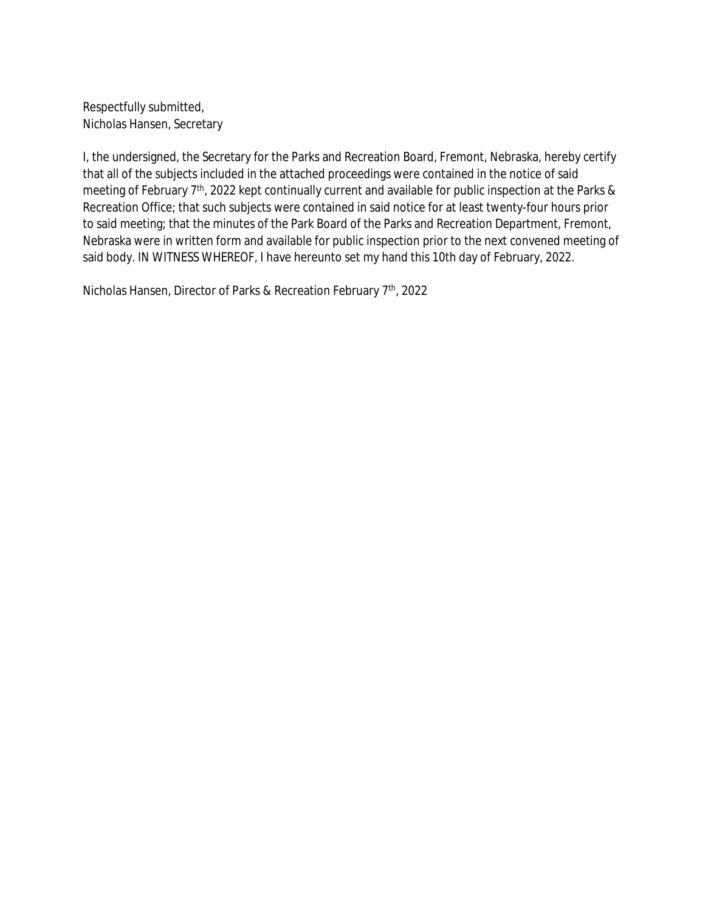Respectfully submitted,
Nicholas Hansen, Secretary

I, the undersigned, the Secretary for the Parks and Recreation Board, Fremont, Nebraska, hereby certify that all of the subjects included in the attached proceedings were contained in the notice of said meeting of February 7th, 2022 kept continually current and available for public inspection at the Parks & Recreation Office; that such subjects were contained in said notice for at least twenty-four hours prior to said meeting; that the minutes of the Park Board of the Parks and Recreation Department, Fremont, Nebraska were in written form and available for public inspection prior to the next convened meeting of said body. IN WITNESS WHEREOF, I have hereunto set my hand this 10th day of February, 2022.

Nicholas Hansen, Director of Parks & Recreation February 7th, 2022